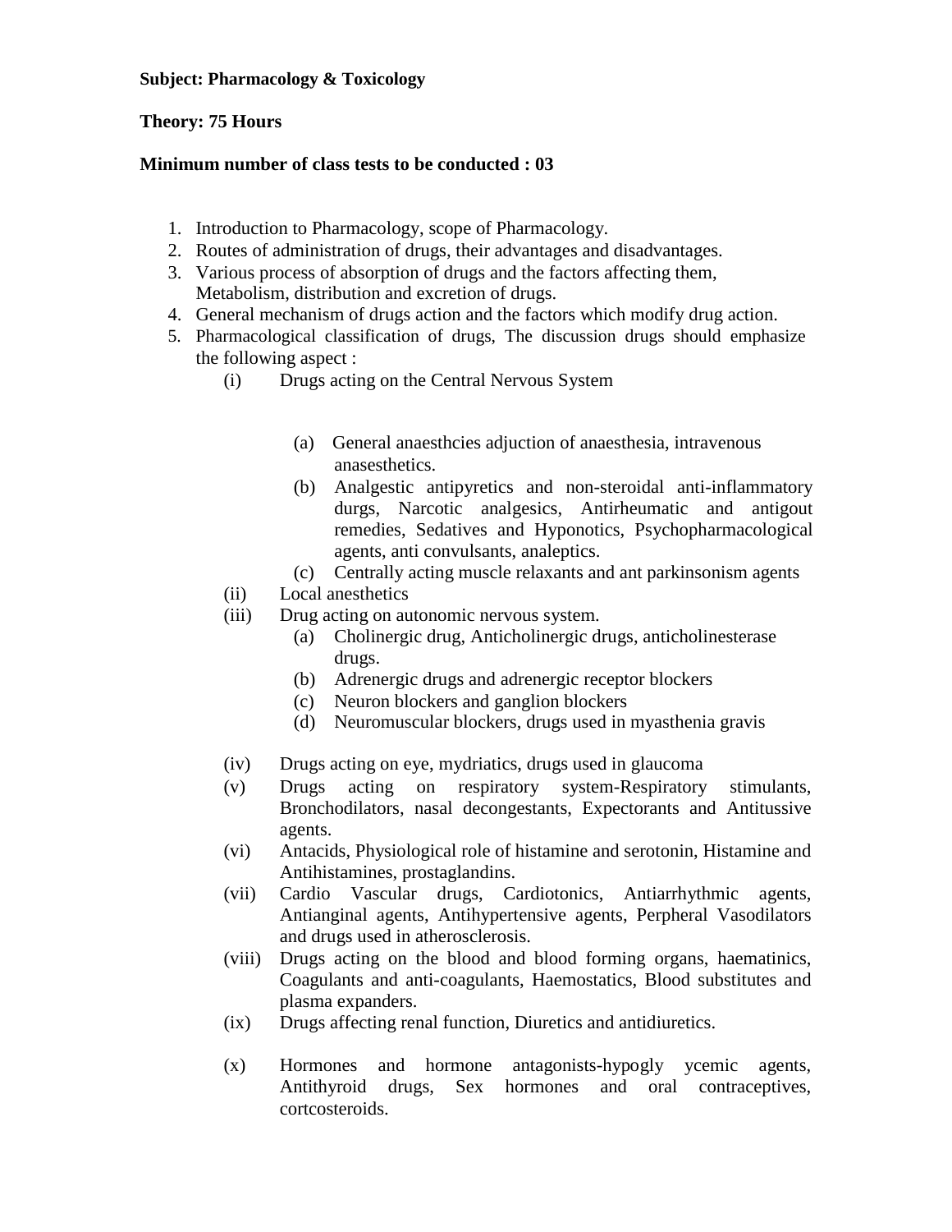**Subject: Pharmacology & Toxicology**

**Theory: 75 Hours**

**Minimum number of class tests to be conducted : 03**

1. Introduction to Pharmacology, scope of Pharmacology.
2. Routes of administration of drugs, their advantages and disadvantages.
3. Various process of absorption of drugs and the factors affecting them, Metabolism, distribution and excretion of drugs.
4. General mechanism of drugs action and the factors which modify drug action.
5. Pharmacological classification of drugs, The discussion drugs should emphasize the following aspect :
   - (i) Drugs acting on the Central Nervous System
     - (a) General anaesthcies adjuction of anaesthesia, intravenous anasesthetics.
     - (b) Analgestic antipyretics and non-steroidal anti-inflammatory durgs, Narcotic analgesics, Antirheumatic and antigout remedies, Sedatives and Hyponotics, Psychopharmacological agents, anti convulsants, analeptics.
     - (c) Centrally acting muscle relaxants and ant parkinsonism agents
   - (ii) Local anesthetics
   - (iii) Drug acting on autonomic nervous system.
     - (a) Cholinergic drug, Anticholinergic drugs, anticholinesterase drugs.
     - (b) Adrenergic drugs and adrenergic receptor blockers
     - (c) Neuron blockers and ganglion blockers
     - (d) Neuromuscular blockers, drugs used in myasthenia gravis
   - (iv) Drugs acting on eye, mydriatics, drugs used in glaucoma
   - (v) Drugs acting on respiratory system-Respiratory stimulants, Bronchodilators, nasal decongestants, Expectorants and Antitussive agents.
   - (vi) Antacids, Physiological role of histamine and serotonin, Histamine and Antihistamines, prostaglandins.
   - (vii) Cardio Vascular drugs, Cardiotonics, Antiarrhythmic agents, Antianginal agents, Antihypertensive agents, Perpheral Vasodilators and drugs used in atherosclerosis.
   - (viii) Drugs acting on the blood and blood forming organs, haematinics, Coagulants and anti-coagulants, Haemostatics, Blood substitutes and plasma expanders.
   - (ix) Drugs affecting renal function, Diuretics and antidiuretics.
   - (x) Hormones and hormone antagonists-hypogly ycemic agents, Antithyroid drugs, Sex hormones and oral contraceptives, cortcosteroids.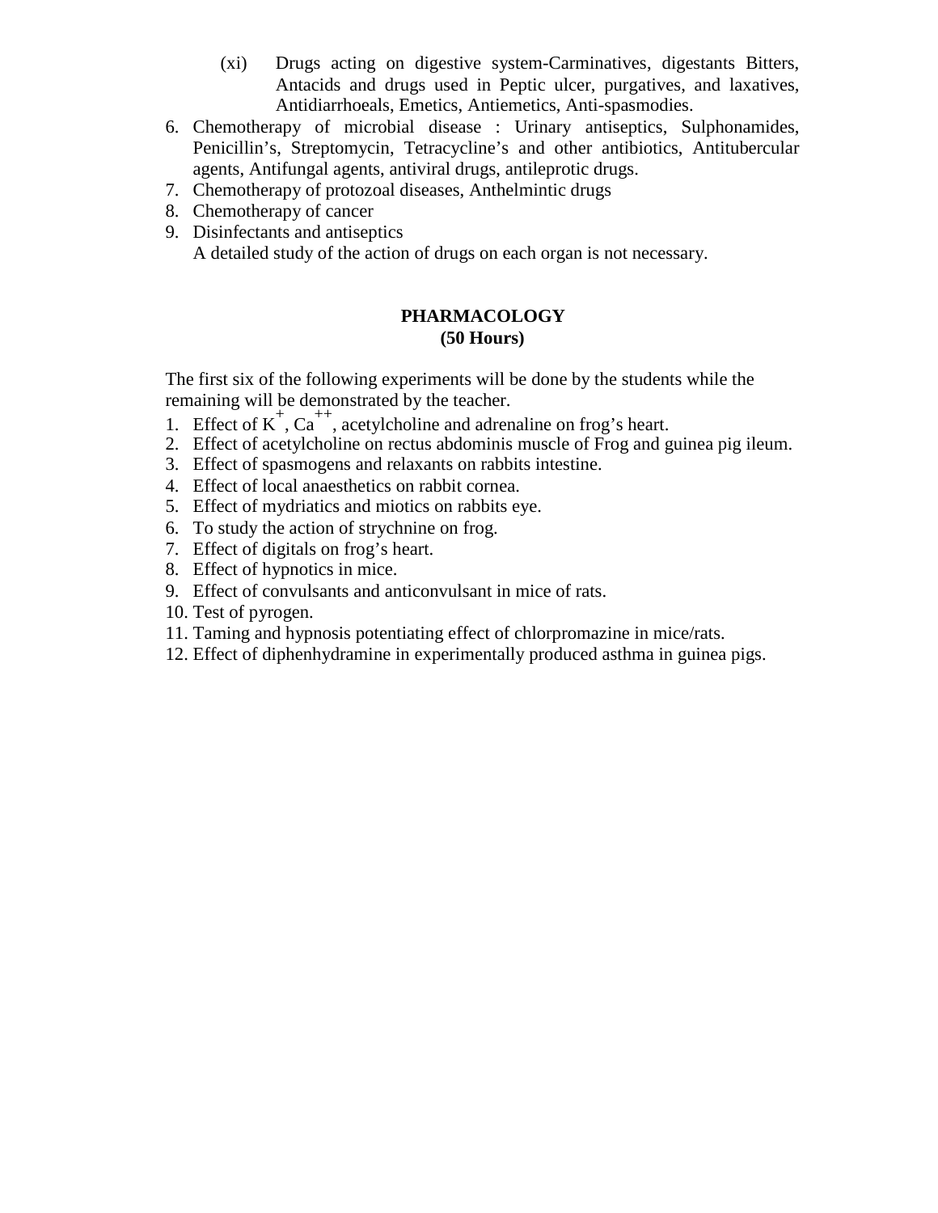(xi) Drugs acting on digestive system-Carminatives, digestants Bitters, Antacids and drugs used in Peptic ulcer, purgatives, and laxatives, Antidiarrhoeals, Emetics, Antiemetics, Anti-spasmodies.

6. Chemotherapy of microbial disease : Urinary antiseptics, Sulphonamides, Penicillin's, Streptomycin, Tetracycline's and other antibiotics, Antitubercular agents, Antifungal agents, antiviral drugs, antileprotic drugs.
7. Chemotherapy of protozoal diseases, Anthelmintic drugs
8. Chemotherapy of cancer
9. Disinfectants and antiseptics
   A detailed study of the action of drugs on each organ is not necessary.

## PHARMACOLOGY
**(50 Hours)**

The first six of the following experiments will be done by the students while the remaining will be demonstrated by the teacher.

1. Effect of $K^{+}$, $Ca^{++}$, acetylcholine and adrenaline on frog's heart.
2. Effect of acetylcholine on rectus abdominis muscle of Frog and guinea pig ileum.
3. Effect of spasmogens and relaxants on rabbits intestine.
4. Effect of local anaesthetics on rabbit cornea.
5. Effect of mydriatics and miotics on rabbits eye.
6. To study the action of strychnine on frog.
7. Effect of digitals on frog's heart.
8. Effect of hypnotics in mice.
9. Effect of convulsants and anticonvulsant in mice of rats.
10. Test of pyrogen.
11. Taming and hypnosis potentiating effect of chlorpromazine in mice/rats.
12. Effect of diphenhydramine in experimentally produced asthma in guinea pigs.